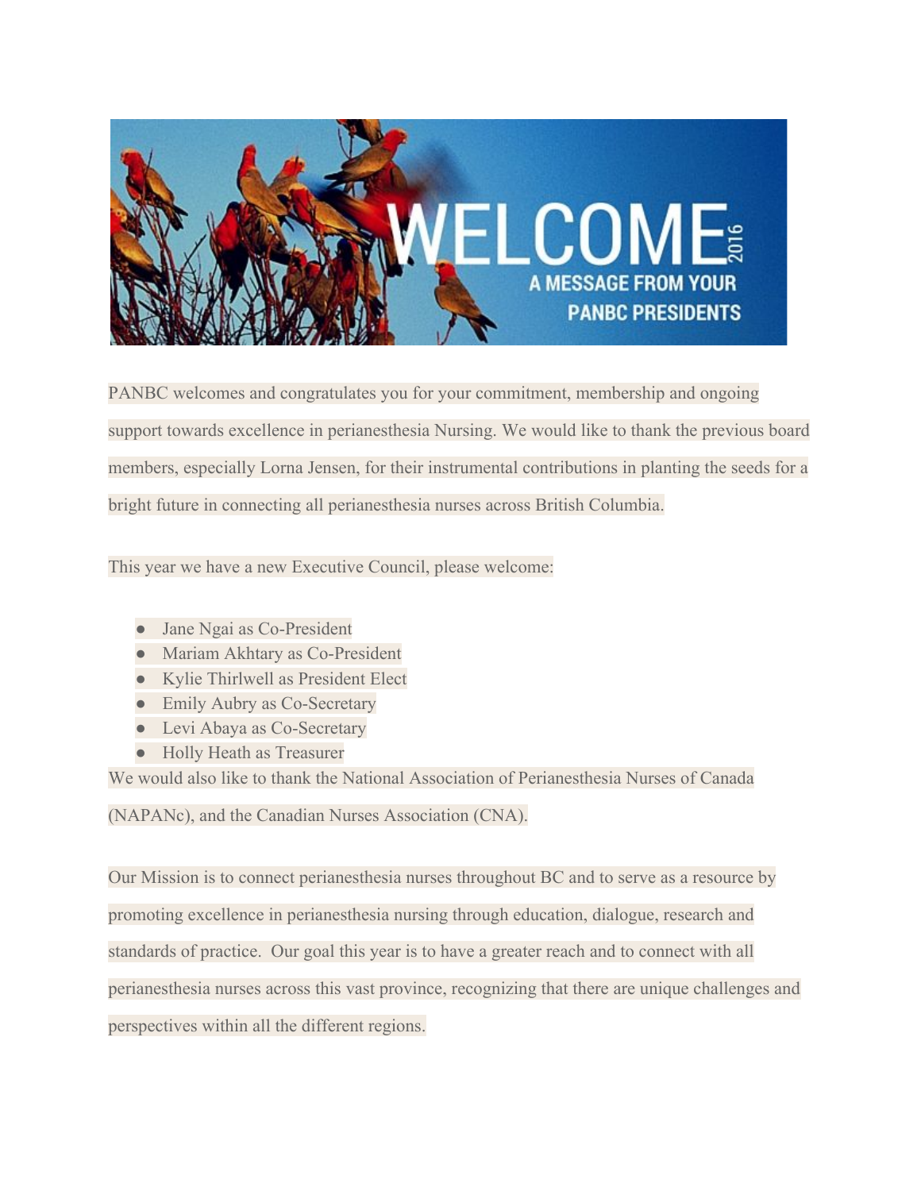# WELCOME 2016

## A MESSAGE FROM YOUR PANBC PRESIDENTS

PANBC welcomes and congratulates you for your commitment, membership and ongoing support towards excellence in perianesthesia Nursing. We would like to thank the previous board members, especially Lorna Jensen, for their instrumental contributions in planting the seeds for a bright future in connecting all perianesthesia nurses across British Columbia.

This year we have a new Executive Council, please welcome:

- Jane Ngai as Co-President
- Mariam Akhtary as Co-President
- Kylie Thirlwell as President Elect
- Emily Aubry as Co-Secretary
- Levi Abaya as Co-Secretary
- Holly Heath as Treasurer

We would also like to thank the National Association of Perianesthesia Nurses of Canada (NAPANc), and the Canadian Nurses Association (CNA).

Our Mission is to connect perianesthesia nurses throughout BC and to serve as a resource by promoting excellence in perianesthesia nursing through education, dialogue, research and standards of practice. Our goal this year is to have a greater reach and to connect with all perianesthesia nurses across this vast province, recognizing that there are unique challenges and perspectives within all the different regions.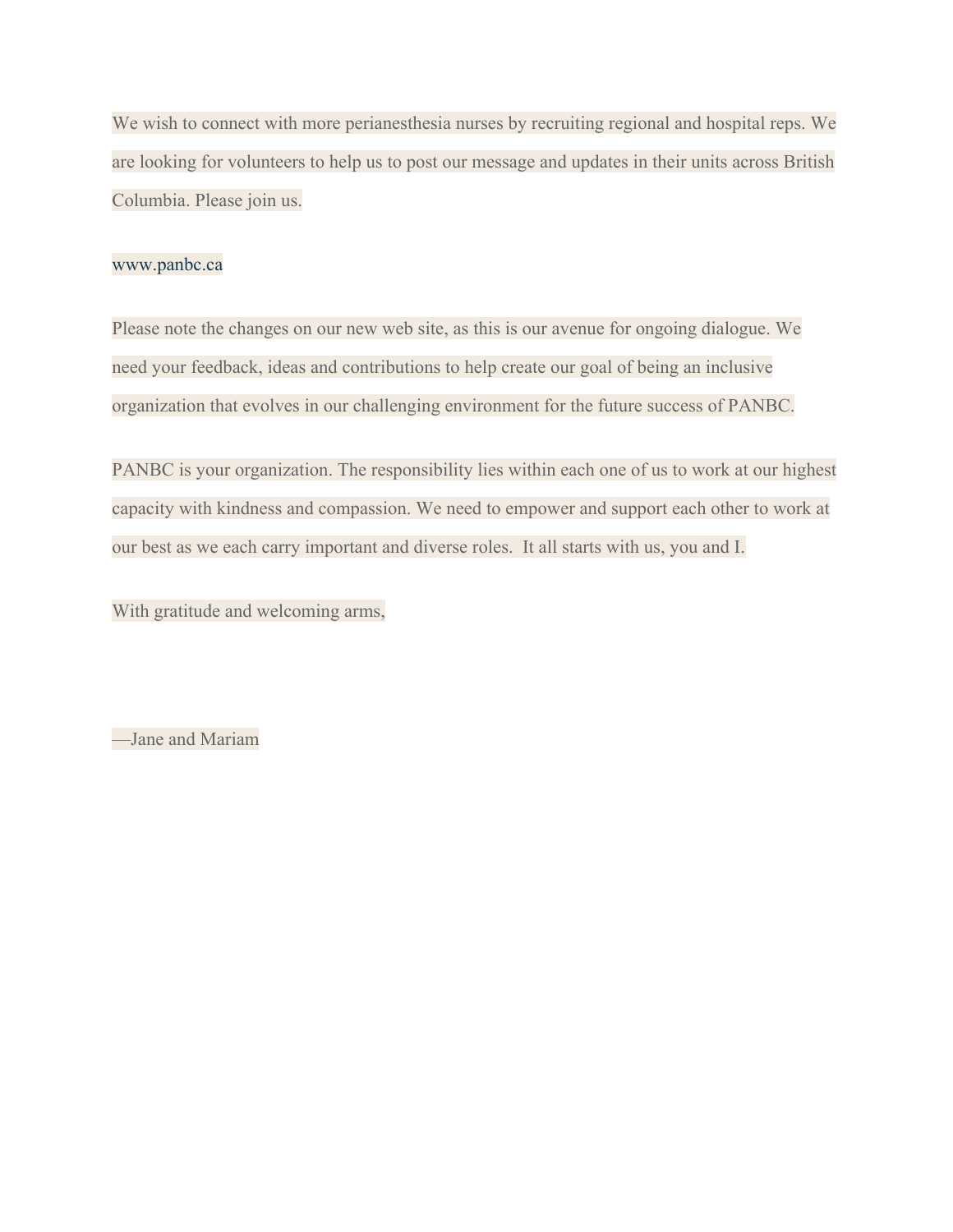We wish to connect with more perianesthesia nurses by recruiting regional and hospital reps. We are looking for volunteers to help us to post our message and updates in their units across British Columbia. Please join us.

www.panbc.ca

Please note the changes on our new web site, as this is our avenue for ongoing dialogue. We need your feedback, ideas and contributions to help create our goal of being an inclusive organization that evolves in our challenging environment for the future success of PANBC.

PANBC is your organization. The responsibility lies within each one of us to work at our highest capacity with kindness and compassion. We need to empower and support each other to work at our best as we each carry important and diverse roles. It all starts with us, you and I.

With gratitude and welcoming arms,

—Jane and Mariam